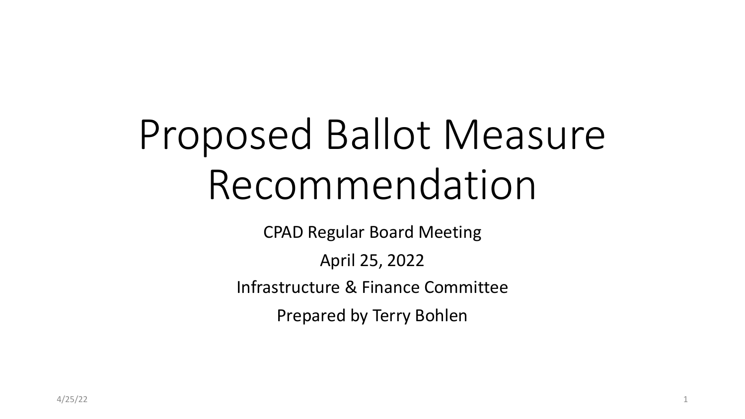# Proposed Ballot Measure Recommendation

CPAD Regular Board Meeting

April 25, 2022

Infrastructure & Finance Committee

Prepared by Terry Bohlen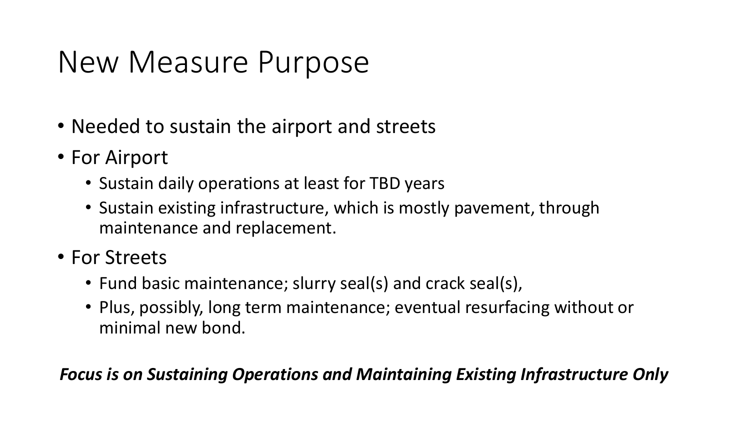# New Measure Purpose

- Needed to sustain the airport and streets
- For Airport
  - Sustain daily operations at least for TBD years
  - Sustain existing infrastructure, which is mostly pavement, through maintenance and replacement.
- For Streets
  - Fund basic maintenance; slurry seal(s) and crack seal(s),
  - Plus, possibly, long term maintenance; eventual resurfacing without or minimal new bond.

***Focus is on Sustaining Operations and Maintaining Existing Infrastructure Only***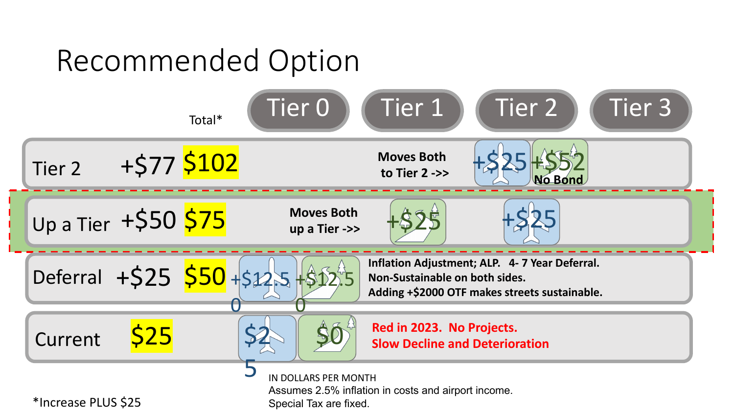# Recommended Option

| | | Total* | Tier 0 | Tier 1 | Tier 2 | Tier 3 |
|---|---|---|---|---|---|---|
| Tier 2 | +$77 | $102 | | Moves Both to Tier 2 ->> | +$25 (airport) +$52 (streets) No Bond | |
| Up a Tier | +$50 | $75 | Moves Both up a Tier ->> | +$25 (streets) | +$25 (airport) | |
| Deferral | +$25 | $50 | +$12.50 (airport) +$12.50 (streets) | Inflation Adjustment; ALP. 4- 7 Year Deferral. Non-Sustainable on both sides. Adding +$2000 OTF makes streets sustainable. | | |
| Current | | $25 | $25 (airport) $0 (streets) | Red in 2023. No Projects. Slow Decline and Deterioration | | |

IN DOLLARS PER MONTH
Assumes 2.5% inflation in costs and airport income.
Special Tax are fixed.

*Increase PLUS $25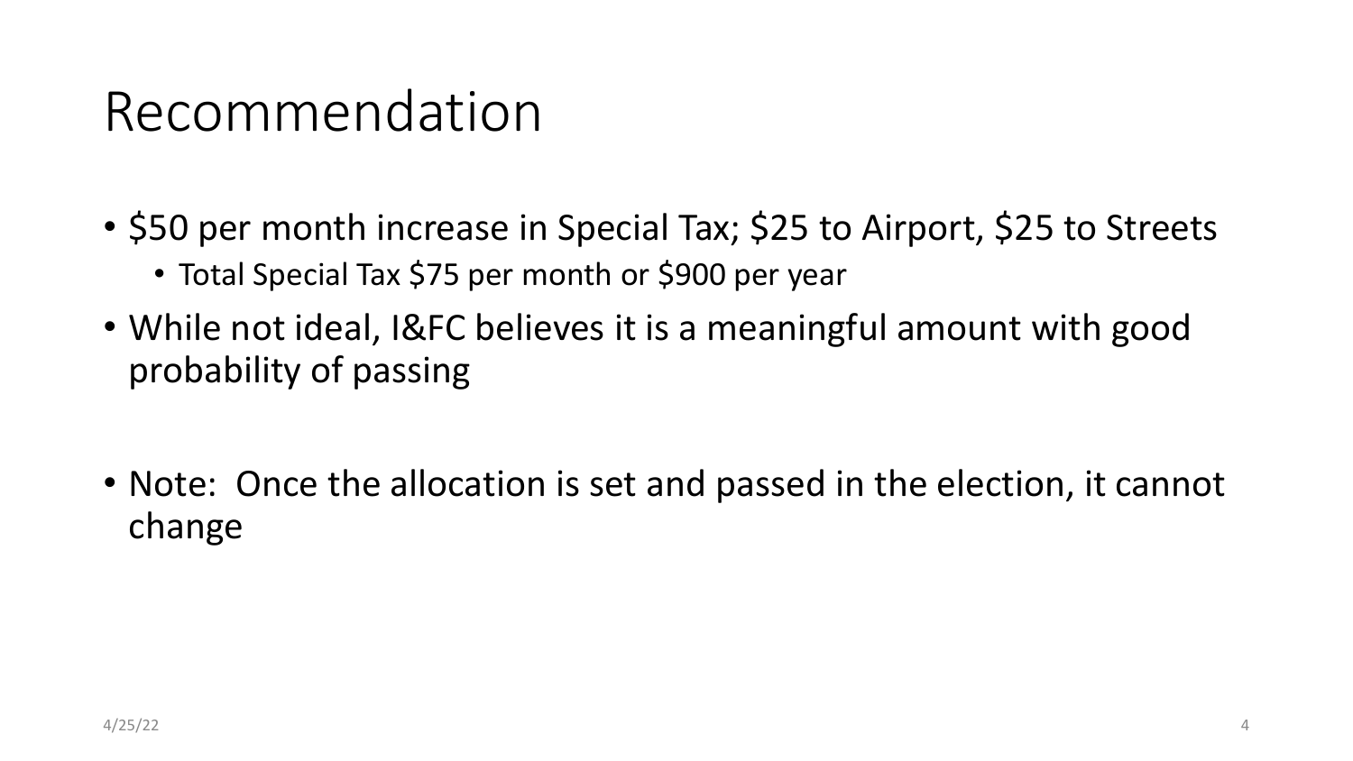# Recommendation

- $50 per month increase in Special Tax; $25 to Airport, $25 to Streets
  - Total Special Tax $75 per month or $900 per year
- While not ideal, I&FC believes it is a meaningful amount with good probability of passing

- Note: Once the allocation is set and passed in the election, it cannot change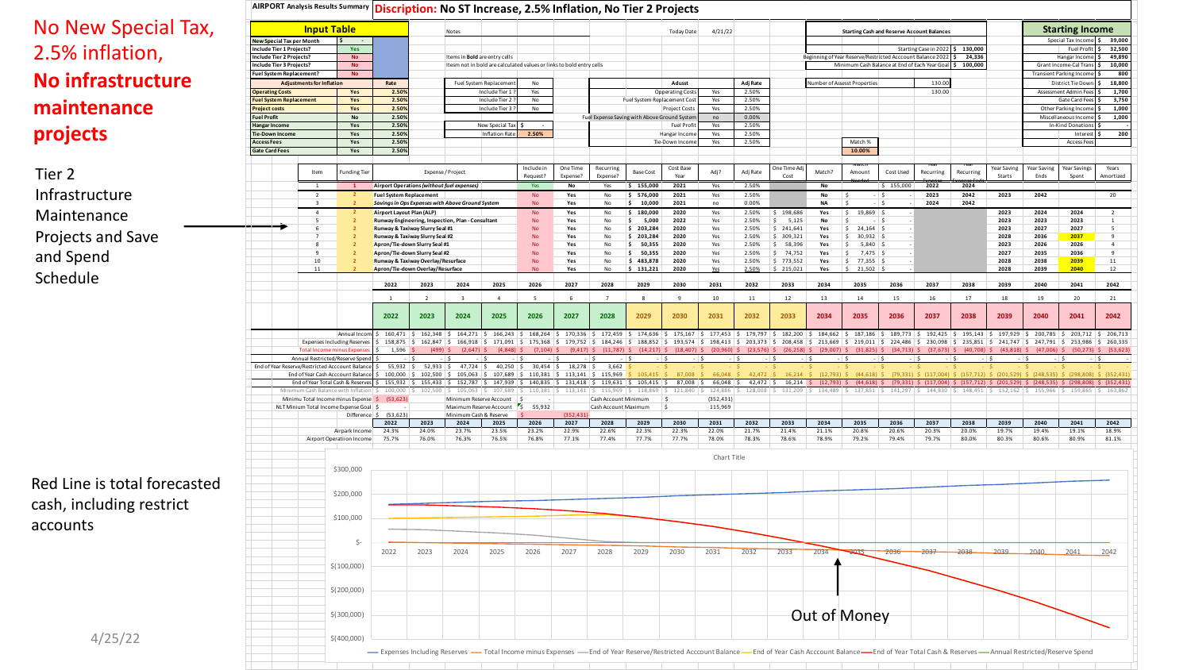# No New Special Tax, 2.5% inflation, **No infrastructure maintenance projects**

Tier 2 Infrastructure Maintenance Projects and Save and Spend Schedule

Red Line is total forecasted cash, including restrict accounts

4/25/22

**AIRPORT Analysis Results Summary** — **Discription: No ST Increase, 2.5% Inflation, No Tier 2 Projects**

| Input Table | | Rate |
|---|---|---|
| New Special Tax per Month | $ - | |
| Include Tier 1 Projects? | Yes | |
| Include Tier 2 Projects? | No | |
| Include Tier 3 Projects? | No | |
| Fuel System Replacement? | No | |
| **Adjustments for Inflation** | | **Rate** |
| Operating Costs | Yes | 2.50% |
| Fuel System Replacement | Yes | 2.50% |
| Project costs | Yes | 2.50% |
| Fuel Profit | No | 2.50% |
| Hangar Income | Yes | 2.50% |
| Tie-Down Income | Yes | 2.50% |
| Access Fees | Yes | 2.50% |
| Gate Card Fees | Yes | 2.50% |

Notes

Items in **Bold** are entry cells

Items not in bold are calculated values or links to bold entry cells

| | |
|---|---|
| Fuel System Replacement | No |
| Include Tier 1 ? | Yes |
| Include Tier 2 ? | No |
| Include Tier 3 ? | No |
| New Special Tax | $ - |
| Inflation Rate | 2.50% |

Today Date 4/21/22

| Adusst | | Adj Rate |
|---|---|---|
| Opperating Costs | Yes | 2.50% |
| Fuel System Replacement Cost | Yes | 2.50% |
| Project Costs | Yes | 2.50% |
| Fuel Expense Saving with Above Ground System | no | 0.00% |
| Fuel Profit | Yes | 2.50% |
| Hangar Income | Yes | 2.50% |
| Tie-Down Income | Yes | 2.50% |

| Starting Cash and Reserve Account Balances | |
|---|---|
| Starting Case in 2022 | $ 130,000 |
| Beginning of Year Reserve/Restricted Account Balance 2022 | $ 24,336 |
| Minimum Cash Balance at End of Each Year Goal | $ 100,000 |
| Number of Assesst Properties | 130.00 |
| | 130.00 |

Match % 10.00%

| Starting Income | |
|---|---|
| Special Tax Income | $ 39,000 |
| Fuel Profit | $ 32,500 |
| Hangar Income | $ 49,890 |
| Grant Income-Cal Trans | $ 10,000 |
| Transient Parking Income | $ 800 |
| District Tie Down | $ 18,800 |
| Assessment Admin Fees | $ 1,700 |
| Gate Card Fees | $ 3,750 |
| Other Parking Income | $ 1,000 |
| Miscellaneous Income | $ 1,000 |
| In-Kind Donations | $ - |
| Interest | $ 200 |
| Access Fees | |

| Item | Funding Tier | Expense / Project | Include in Request? | One Time Expense? | Recurring Expense? | Base Cost | Cost Base Year | Adj? | Adj Rate | One Time Adj Cost | Match? | Match Amount Needed | Cost Used | Year Recurring Expense Starts | Year Recurring Expense Ends | Year Saving Starts | Year Saving Ends | Year Savings Spent | Years Amortized |
|---|---|---|---|---|---|---|---|---|---|---|---|---|---|---|---|---|---|---|---|
| 1 | 1 | *Airport Operations (without fuel expenses)* | Yes | No | Yes | $ 155,000 | 2021 | Yes | 2.50% | | No | | $ 155,000 | 2022 | 2024 | | | | |
| 2 | 2 | Fuel System Replacement | No | Yes | No | $ 576,000 | 2021 | Yes | 2.50% | | No | $ - | $ - | 2023 | 2042 | 2023 | 2042 | | 20 |
| 3 | 2 | *Savings in Ops Expenses with Above Ground System* | No | Yes | No | $ 10,000 | 2021 | no | 0.00% | | NA | $ - | $ - | 2024 | 2042 | | | | |
| 4 | 2 | Airport Layout Plan (ALP) | No | Yes | No | $ 180,000 | 2020 | Yes | 2.50% | $ 198,686 | Yes | $ 19,869 | $ - | | | 2023 | 2024 | 2024 | 2 |
| 5 | 2 | Runway Engineering, Inspection, Plan - Consultant | No | Yes | No | $ 5,000 | 2022 | Yes | 2.50% | $ 5,125 | No | $ - | $ - | | | 2023 | 2023 | 2023 | 1 |
| 6 | 2 | Runway & Taxiway Slurry Seal #1 | No | Yes | No | $ 203,284 | 2020 | Yes | 2.50% | $ 241,641 | Yes | $ 24,164 | $ - | | | 2023 | 2027 | 2027 | 5 |
| 7 | 2 | Runway & Taxiway Slurry Seal #2 | No | Yes | No | $ 203,284 | 2020 | Yes | 2.50% | $ 309,321 | Yes | $ 30,932 | $ - | | | 2028 | 2036 | 2037 | 9 |
| 8 | 2 | Apron/Tie-down Slurry Seal #1 | No | Yes | No | $ 50,355 | 2020 | Yes | 2.50% | $ 58,396 | Yes | $ 5,840 | $ - | | | 2023 | 2026 | 2026 | 4 |
| 9 | 2 | Apron/Tie-down Slurry Seal #2 | No | Yes | No | $ 50,355 | 2020 | Yes | 2.50% | $ 74,752 | Yes | $ 7,475 | $ - | | | 2027 | 2035 | 2036 | 9 |
| 10 | 2 | Runway & Taxiway Overlay/Resurface | No | Yes | No | $ 483,878 | 2020 | Yes | 2.50% | $ 773,552 | Yes | $ 77,355 | $ - | | | 2028 | 2038 | 2039 | 11 |
| 11 | 2 | Apron/Tie-down Overlay/Resurface | No | Yes | No | $ 131,221 | 2020 | Yes | 2.50% | $ 215,021 | Yes | $ 21,502 | $ - | | | 2028 | 2039 | 2040 | 12 |

| | 2022 | 2023 | 2024 | 2025 | 2026 | 2027 | 2028 | 2029 | 2030 | 2031 | 2032 | 2033 | 2034 | 2035 | 2036 | 2037 | 2038 | 2039 | 2040 | 2041 | 2042 |
|---|---|---|---|---|---|---|---|---|---|---|---|---|---|---|---|---|---|---|---|---|---|
| | 1 | 2 | 3 | 4 | 5 | 6 | 7 | 8 | 9 | 10 | 11 | 12 | 13 | 14 | 15 | 16 | 17 | 18 | 19 | 20 | 21 |
| | **2022** | **2023** | **2024** | **2025** | **2026** | **2027** | **2028** | **2029** | **2030** | **2031** | **2032** | **2033** | **2034** | **2035** | **2036** | **2037** | **2038** | **2039** | **2040** | **2041** | **2042** |
| Annual Income | $ 160,471 | $ 162,348 | $ 164,271 | $ 166,243 | $ 168,264 | $ 170,336 | $ 172,459 | $ 174,636 | $ 175,167 | $ 177,453 | $ 179,797 | $ 182,200 | $ 184,662 | $ 187,186 | $ 189,773 | $ 192,425 | $ 195,143 | $ 197,929 | $ 200,785 | $ 203,712 | $ 206,713 |
| Expenses Including Reserves | $ 158,875 | $ 162,847 | $ 166,918 | $ 171,091 | $ 175,368 | $ 179,752 | $ 184,246 | $ 188,852 | $ 193,574 | $ 198,413 | $ 203,373 | $ 208,458 | $ 213,669 | $ 219,011 | $ 224,486 | $ 230,098 | $ 235,851 | $ 241,747 | $ 247,791 | $ 253,986 | $ 260,335 |
| Total Income minus Expenses | $ 1,596 | $ (499) | $ (2,647) | $ (4,848) | $ (7,104) | $ (9,417) | $ (11,787) | $ (14,217) | $ (18,407) | $ (20,960) | $ (23,576) | $ (26,258) | $ (29,007) | $ (31,825) | $ (34,713) | $ (37,673) | $ (40,708) | $ (43,818) | $ (47,006) | $ (50,273) | $ (53,623) |
| Annual Restricted/Reserve Spend | $ - | $ - | $ - | $ - | $ - | $ - | $ - | $ - | $ - | $ - | $ - | $ - | $ - | $ - | $ - | $ - | $ - | $ - | $ - | $ - | $ - |
| End of Year Reserve/Restricted Account Balance | $ 55,932 | $ 52,933 | $ 47,724 | $ 40,250 | $ 30,454 | $ 18,278 | $ 3,662 | $ - | $ - | $ - | $ - | $ - | $ - | $ - | $ - | $ - | $ - | $ - | $ - | $ - | $ - |
| End of Year Cash Account Balance | $ 100,000 | $ 102,500 | $ 105,063 | $ 107,689 | $ 110,381 | $ 113,141 | $ 115,969 | $ 105,415 | $ 87,008 | $ 66,048 | $ 42,472 | $ 16,214 | $ (12,793) | $ (44,618) | $ (79,331) | $ (117,004) | $ (157,712) | $ (201,529) | $ (248,535) | $ (298,808) | $ (352,431) |
| End of Year Total Cash & Reserves | $ 155,932 | $ 155,433 | $ 152,787 | $ 147,939 | $ 140,835 | $ 131,418 | $ 119,631 | $ 105,415 | $ 87,008 | $ 66,048 | $ 42,472 | $ 16,214 | $ (12,793) | $ (44,618) | $ (79,331) | $ (117,004) | $ (157,712) | $ (201,529) | $ (248,535) | $ (298,808) | $ (352,431) |
| Minimum Cash Balance with Inflation | $ 100,000 | $ 102,500 | $ 105,063 | $ 107,689 | $ 110,381 | $ 113,141 | $ 115,969 | $ 118,869 | $ 121,840 | $ 124,886 | $ 128,008 | $ 131,209 | $ 134,489 | $ 137,851 | $ 141,297 | $ 144,830 | $ 148,451 | $ 152,162 | $ 155,966 | $ 159,865 | $ 163,862 |

| | | | |
|---|---|---|---|
| Minimu Total Income minus Expense | $ (53,623) | Minimum Reserve Account | $ - |
| NLT Minium Total Income Expense Goal | $ - | Maximum Reserve Account | $ 55,932 |
| Difference | $ (53,623) | Minimum Cash & Reserve | $ (352,431) |
| | | Cash Account Minimum | $ (352,431) |
| | | Cash Account Maximum | $ 115,969 |

| | 2022 | 2023 | 2024 | 2025 | 2026 | 2027 | 2028 | 2029 | 2030 | 2031 | 2032 | 2033 | 2034 | 2035 | 2036 | 2037 | 2038 | 2039 | 2040 | 2041 | 2042 |
|---|---|---|---|---|---|---|---|---|---|---|---|---|---|---|---|---|---|---|---|---|---|
| Airpark Income | 24.3% | 24.0% | 23.7% | 23.5% | 23.2% | 22.9% | 22.6% | 22.3% | 22.3% | 22.0% | 21.7% | 21.4% | 21.1% | 20.8% | 20.6% | 20.3% | 20.0% | 19.7% | 19.4% | 19.1% | 18.9% |
| Airport Operation Income | 75.7% | 76.0% | 76.3% | 76.5% | 76.8% | 77.1% | 77.4% | 77.7% | 77.7% | 78.0% | 78.3% | 78.6% | 78.9% | 79.2% | 79.4% | 79.7% | 80.0% | 80.3% | 80.6% | 80.9% | 81.1% |

Chart Title

Out of Money

— Expenses Including Reserves — Total Income minus Expenses — End of Year Reserve/Restricted Accocunt Balance — End of Year Cash Acccount Balance — End of Year Total Cash & Reserves — Annual Restricted/Reserve Spend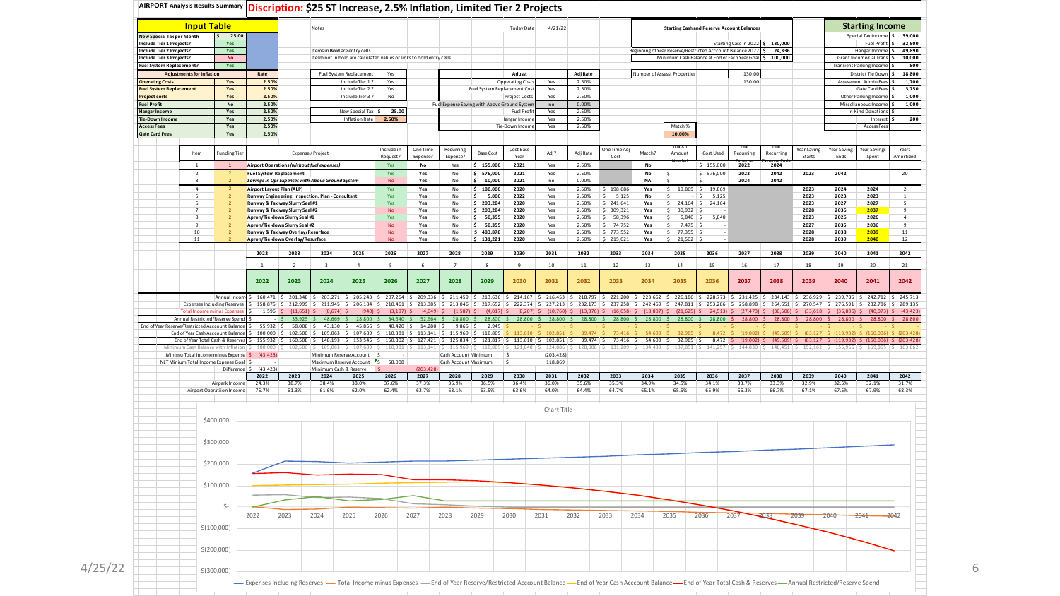# AIRPORT Analysis Results Summary — Discription: $25 ST Increase, 2.5% Inflation, Limited Tier 2 Projects

## Input Table

| Input | Value |
|---|---|
| New Special Tax per Month | $ 25.00 |
| Include Tier 1 Projects? | Yes |
| Include Tier 2 Projects? | Yes |
| Include Tier 3 Projects? | No |
| Fuel System Replacement? | Yes |

| Adjustments for Inflation | | Rate |
|---|---|---|
| Operating Costs | Yes | 2.50% |
| Fuel System Replacement | Yes | 2.50% |
| Project costs | Yes | 2.50% |
| Fuel Profit | No | 2.50% |
| Hangar Income | Yes | 2.50% |
| Tie-Down Income | Yes | 2.50% |
| Access Fees | Yes | 2.50% |
| Gate Card Fees | Yes | 2.50% |

Notes

Items in **Bold** are entry cells

Items not in bold are calculated values or links to bold entry cells

| | |
|---|---|
| Fuel System Replacement | Yes |
| Include Tier 1 ? | Yes |
| Include Tier 2 ? | Yes |
| Include Tier 3 ? | No |
| New Special Tax | $ 25.00 |
| Inflation Rate | 2.50% |

Today Date: 4/21/22

| Adusst | | Adj Rate |
|---|---|---|
| Operating Costs | Yes | 2.50% |
| Fuel System Replacement Cost | Yes | 2.50% |
| Project Costs | Yes | 2.50% |
| Fuel Expense Saving with Above Ground System | no | 0.00% |
| Fuel Profit | Yes | 2.50% |
| Hangar Income | Yes | 2.50% |
| Tie-Down Income | Yes | 2.50% |

## Starting Cash and Reserve Account Balances

| | |
|---|---|
| Starting Case in 2022 | $ 130,000 |
| Beginning of Year Reserve/Restricted Acccount Balance 2022 | $ 24,336 |
| Minimum Cash Balance at End of Each Year Goal | $ 100,000 |
| Number of Assesst Properties | 130.00 |
| | 130.00 |
| Match % | 10.00% |

## Starting Income

| | |
|---|---|
| Special Tax Income | $ 39,000 |
| Fuel Profit | $ 32,500 |
| Hangar Income | $ 49,890 |
| Grant Income Cal Trans | $ 10,000 |
| Transient Parking Income | $ 800 |
| District Tie Down | $ 18,800 |
| Assessment Admin Fees | $ 1,700 |
| Gate Card Fees | $ 3,750 |
| Other Parking Income | $ 1,000 |
| Miscellaneous Income | $ 1,000 |
| In-Kind Donations | $ - |
| Interest | $ 200 |
| Access Fees | |

## Projects

| Item | Funding Tier | Expense / Project | Include in Request? | One Time Expense? | Recurring Expense? | Base Cost | Cost Base Year | Adj? | Adj Rate | One Time Adj Cost | Match? | Match Amount Needed | Cost Used | Year Recurring Expense | Year Recurring Expense Ends | Year Saving Starts | Year Saving Ends | Year Savings Spent | Years Amortized |
|---|---|---|---|---|---|---|---|---|---|---|---|---|---|---|---|---|---|---|---|
| 1 | 1 | **Airport Operations** *(without fuel expenses)* | Yes | No | Yes | $ 155,000 | 2021 | Yes | 2.50% | | No | | $ 155,000 | 2022 | 2024 | | | | |
| 2 | 2 | **Fuel System Replacement** | Yes | Yes | No | $ 576,000 | 2021 | Yes | 2.50% | | No | $ - | $ 576,000 | 2023 | 2042 | 2023 | 2042 | | 20 |
| 3 | 2 | *Savings in Ops Expenses with Above Ground System* | No | Yes | No | $ 10,000 | 2021 | no | 0.00% | | NA | $ - | $ - | 2024 | 2042 | | | | |
| 4 | 2 | **Airport Layout Plan (ALP)** | Yes | Yes | No | $ 180,000 | 2020 | Yes | 2.50% | $ 198,686 | Yes | $ 19,869 | $ 19,869 | | | 2023 | 2024 | 2024 | 2 |
| 5 | 2 | **Runway Engineering, Inspection, Plan - Consultant** | Yes | Yes | No | $ 5,000 | 2022 | Yes | 2.50% | $ 5,125 | No | $ - | $ 5,125 | | | 2023 | 2023 | 2023 | 1 |
| 6 | 2 | **Runway & Taxiway Slurry Seal #1** | Yes | Yes | No | $ 203,284 | 2020 | Yes | 2.50% | $ 241,641 | Yes | $ 24,164 | $ 24,164 | | | 2023 | 2027 | 2027 | 5 |
| 7 | 2 | **Runway & Taxiway Slurry Seal #2** | No | Yes | No | $ 203,284 | 2020 | Yes | 2.50% | $ 309,321 | Yes | $ 30,932 | $ - | | | 2028 | 2036 | 2037 | 9 |
| 8 | 2 | **Apron/Tie-down Slurry Seal #1** | Yes | Yes | No | $ 50,355 | 2020 | Yes | 2.50% | $ 58,396 | Yes | $ 5,840 | $ 5,840 | | | 2023 | 2026 | 2026 | 4 |
| 9 | 2 | **Apron/Tie-down Slurry Seal #2** | No | Yes | No | $ 50,355 | 2020 | Yes | 2.50% | $ 74,752 | Yes | $ 7,475 | $ - | | | 2027 | 2035 | 2036 | 9 |
| 10 | 2 | **Runway & Taxiway Overlay/Resurface** | No | Yes | No | $ 483,878 | 2020 | Yes | 2.50% | $ 773,552 | Yes | $ 77,355 | $ - | | | 2028 | 2038 | 2039 | 11 |
| 11 | 2 | **Apron/Tie-down Overlay/Resurface** | No | Yes | No | $ 131,221 | 2020 | Yes | 2.50% | $ 215,021 | Yes | $ 21,502 | $ - | | | 2028 | 2039 | 2040 | 12 |

## Annual Summary

| | 2022 | 2023 | 2024 | 2025 | 2026 | 2027 | 2028 | 2029 | 2030 | 2031 | 2032 | 2033 | 2034 | 2035 | 2036 | 2037 | 2038 | 2039 | 2040 | 2041 | 2042 |
|---|---|---|---|---|---|---|---|---|---|---|---|---|---|---|---|---|---|---|---|---|---|
| | 1 | 2 | 3 | 4 | 5 | 6 | 7 | 8 | 9 | 10 | 11 | 12 | 13 | 14 | 15 | 16 | 17 | 18 | 19 | 20 | 21 |
| Annual Income | $ 160,471 | $ 201,348 | $ 203,271 | $ 205,243 | $ 207,264 | $ 209,336 | $ 211,459 | $ 213,636 | $ 214,167 | $ 216,453 | $ 218,797 | $ 221,200 | $ 223,662 | $ 226,186 | $ 228,773 | $ 231,425 | $ 234,143 | $ 236,929 | $ 239,785 | $ 242,712 | $ 245,713 |
| Expenses Including Reserves | $ 158,875 | $ 212,999 | $ 211,945 | $ 206,184 | $ 210,461 | $ 213,385 | $ 213,046 | $ 217,652 | $ 222,374 | $ 227,213 | $ 232,173 | $ 237,258 | $ 242,469 | $ 247,811 | $ 253,286 | $ 258,898 | $ 264,651 | $ 270,547 | $ 276,591 | $ 282,786 | $ 289,135 |
| Total Income minus Expenses | $ 1,596 | $ (11,651) | $ (8,674) | $ (940) | $ (3,197) | $ (4,049) | $ (1,587) | $ (4,017) | $ (8,207) | $ (10,760) | $ (13,376) | $ (16,058) | $ (18,807) | $ (21,625) | $ (24,513) | $ (27,473) | $ (30,508) | $ (33,618) | $ (36,806) | $ (40,073) | $ (43,423) |
| Annual Restricted/Reserve Spend | $ - | $ 33,925 | $ 48,669 | $ 28,800 | $ 34,640 | $ 52,964 | $ 28,800 | $ 28,800 | $ 28,800 | $ 28,800 | $ 28,800 | $ 28,800 | $ 28,800 | $ 28,800 | $ 28,800 | $ 28,800 | $ 28,800 | $ 28,800 | $ 28,800 | $ 28,800 | $ 28,800 |
| End of Year Reserve/Restricted Acccount Balance | $ 55,932 | $ 58,008 | $ 43,130 | $ 45,856 | $ 40,420 | $ 14,280 | $ 9,865 | $ 2,949 | $ - | $ - | $ - | $ - | $ - | $ - | $ - | $ - | $ - | $ - | $ - | $ - | $ - |
| End of Year Cash Acccount Balance | $ 100,000 | $ 102,500 | $ 105,063 | $ 107,689 | $ 110,381 | $ 113,141 | $ 115,969 | $ 118,869 | $ 113,610 | $ 102,851 | $ 89,474 | $ 73,416 | $ 54,609 | $ 32,985 | $ 8,472 | $ (19,002) | $ (49,509) | $ (83,127) | $ (119,932) | $ (160,006) | $ (203,428) |
| End of Year Total Cash & Reserves | $ 155,932 | $ 160,508 | $ 148,193 | $ 153,545 | $ 150,802 | $ 127,421 | $ 125,834 | $ 121,817 | $ 113,610 | $ 102,851 | $ 89,474 | $ 73,416 | $ 54,609 | $ 32,985 | $ 8,472 | $ (19,002) | $ (49,509) | $ (83,127) | $ (119,932) | $ (160,006) | $ (203,428) |
| Minimum Cash Balance with Inflation | $ 100,000 | $ 102,500 | $ 105,063 | $ 107,689 | $ 110,381 | $ 113,141 | $ 115,969 | $ 118,869 | $ 121,840 | $ 124,886 | $ 128,008 | $ 131,209 | $ 134,489 | $ 137,851 | $ 141,297 | $ 144,830 | $ 148,451 | $ 152,162 | $ 155,966 | $ 159,865 | $ 163,862 |

| | | | |
|---|---|---|---|
| Minimu Total Income minus Expense | $ (43,423) | Minimum Reserve Account | $ - |
| NLT Minium Total Income Expense Goal | $ - | Maximum Reserve Account | $ 58,008 |
| Difference | $ (43,423) | Minimum Cash & Reserve | $ (203,428) |
| Cash Account Minimum | $ (203,428) | Cash Account Maximum | $ 118,869 |

| | 2022 | 2023 | 2024 | 2025 | 2026 | 2027 | 2028 | 2029 | 2030 | 2031 | 2032 | 2033 | 2034 | 2035 | 2036 | 2037 | 2038 | 2039 | 2040 | 2041 | 2042 |
|---|---|---|---|---|---|---|---|---|---|---|---|---|---|---|---|---|---|---|---|---|---|
| Airpark Income | 24.3% | 38.7% | 38.4% | 38.0% | 37.6% | 37.3% | 36.9% | 36.5% | 36.4% | 36.0% | 35.6% | 35.3% | 34.9% | 34.5% | 34.1% | 33.7% | 33.3% | 32.9% | 32.5% | 32.1% | 31.7% |
| Airport Operatiion Income | 75.7% | 61.3% | 61.6% | 62.0% | 62.4% | 62.7% | 63.1% | 63.5% | 63.6% | 64.0% | 64.4% | 64.7% | 65.1% | 65.5% | 65.9% | 66.3% | 66.7% | 67.1% | 67.5% | 67.9% | 68.3% |

Chart Title

Legend: Expenses Including Reserves — Total Income minus Expenses — End of Year Reserve/Restricted Acccount Balance — End of Year Cash Acccount Balance — End of Year Total Cash & Reserves — Annual Restricted/Reserve Spend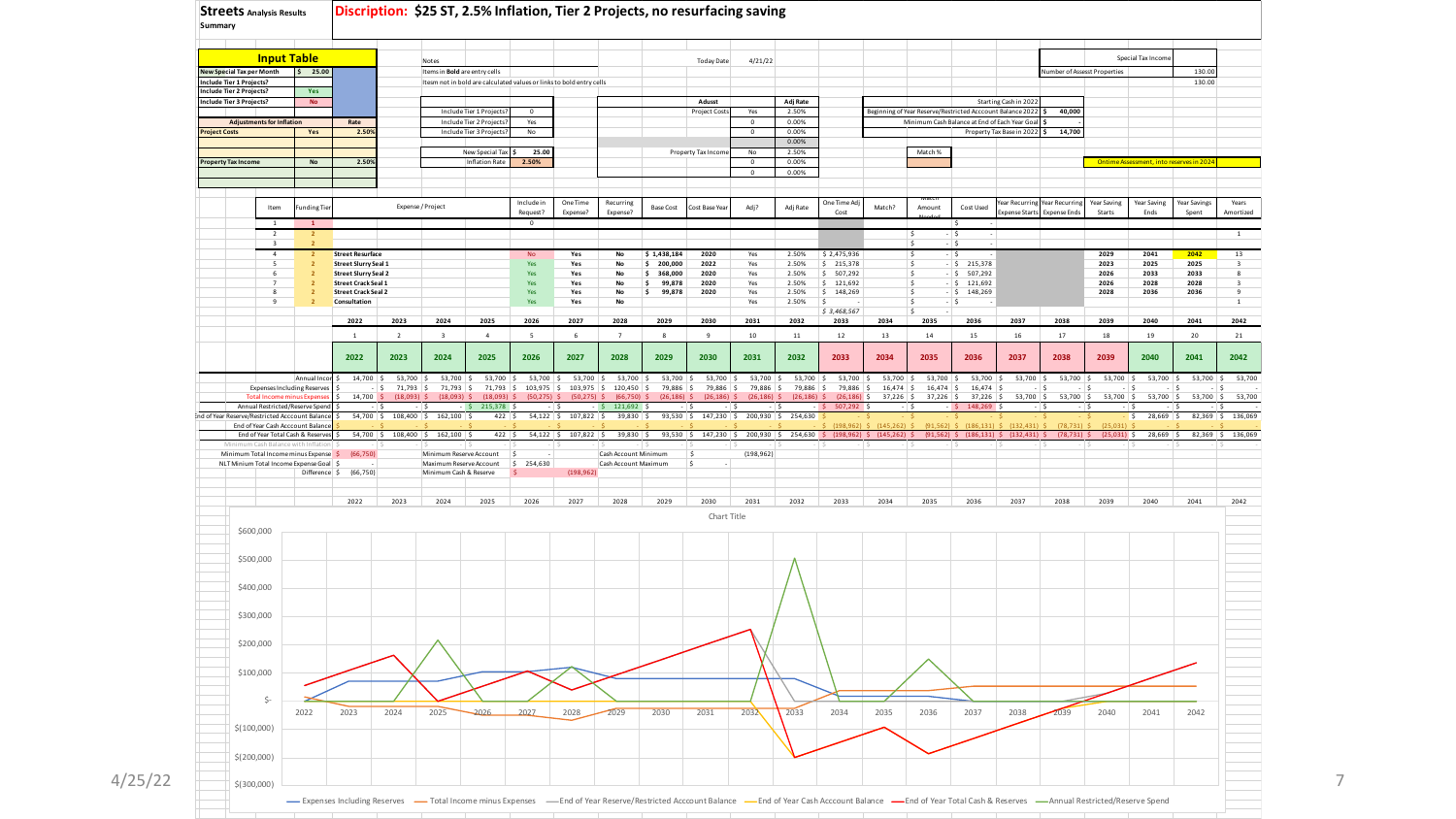# Streets Analysis Results

**Summary**

**Discription: $25 ST, 2.5% Inflation, Tier 2 Projects, no resurfacing saving**

## Input Table

| | | |
|---|---|---|
| New Special Tax per Month | $ 25.00 | |
| Include Tier 1 Projects? | | |
| Include Tier 2 Projects? | Yes | |
| Include Tier 3 Projects? | No | |
| **Adjustments for Inflation** | | **Rate** |
| Project Costs | Yes | 2.50% |
| Property Tax Income | No | 2.50% |

Notes

Items in **Bold** are entry cells

Items not in bold are calculated values or links to bold entry cells

| | |
|---|---|
| Include Tier 1 Projects? | 0 |
| Include Tier 2 Projects? | Yes |
| Include Tier 3 Projects? | No |
| New Special Tax | $ 25.00 |
| Inflation Rate | 2.50% |

Today Date: 4/21/22

| Adjust | | Adj Rate |
|---|---|---|
| Project Costs | Yes | 2.50% |
| | 0 | 0.00% |
| | 0 | 0.00% |
| | | 0.00% |
| Property Tax Income | No | 2.50% |
| | 0 | 0.00% |
| | 0 | 0.00% |

| | |
|---|---|
| Starting Cash in 2022 | |
| Beginning of Year Reserve/Restricted Acccount Balance 2022 | $ 40,000 |
| Minimum Cash Balance at End of Each Year Goal | $ - |
| Property Tax Base in 2022 | $ 14,700 |
| Match % | |

| | |
|---|---|
| Special Tax Income | |
| Number of Assesst Properties | 130.00 |
| | 130.00 |

Ontime Assessment, into reserves in 2024

| Item | Funding Tier | Expense / Project | Include in Request? | One Time Expense? | Recurring Expense? | Base Cost | Cost Base Year | Adj? | Adj Rate | One Time Adj Cost | Match? | Match Amount Needed | Cost Used | Year Recurring Expense Starts | Year Recurring Expense Ends | Year Saving Starts | Year Saving Ends | Year Savings Spent | Years Amortized |
|---|---|---|---|---|---|---|---|---|---|---|---|---|---|---|---|---|---|---|---|
| 1 | 1 | | 0 | | | | | | | | | | $ - | | | | | | |
| 2 | 2 | | | | | | | | | | | $ - | $ - | | | | | | 1 |
| 3 | 2 | | | | | | | | | | | $ - | $ - | | | | | | |
| 4 | 2 | Street Resurface | No | Yes | No | $ 1,438,184 | 2020 | Yes | 2.50% | $ 2,475,936 | | $ - | $ - | | | 2029 | 2041 | 2042 | 13 |
| 5 | 2 | Street Slurry Seal 1 | Yes | Yes | No | $ 200,000 | 2022 | Yes | 2.50% | $ 215,378 | | $ - | $ 215,378 | | | 2023 | 2025 | 2025 | 3 |
| 6 | 2 | Street Slurry Seal 2 | Yes | Yes | No | $ 368,000 | 2020 | Yes | 2.50% | $ 507,292 | | $ - | $ 507,292 | | | 2026 | 2033 | 2033 | 8 |
| 7 | 2 | Street Crack Seal 1 | Yes | Yes | No | $ 99,878 | 2020 | Yes | 2.50% | $ 121,692 | | $ - | $ 121,692 | | | 2026 | 2028 | 2028 | 3 |
| 8 | 2 | Street Crack Seal 2 | Yes | Yes | No | $ 99,878 | 2020 | Yes | 2.50% | $ 148,269 | | $ - | $ 148,269 | | | 2028 | 2036 | 2036 | 9 |
| 9 | 2 | Consultation | Yes | Yes | No | | | Yes | 2.50% | $ - | | $ - | $ - | | | | | | 1 |
| | | | | | | | | | | $ 3,468,567 | | $ - | | | | | | | |

| | 2022 | 2023 | 2024 | 2025 | 2026 | 2027 | 2028 | 2029 | 2030 | 2031 | 2032 | 2033 | 2034 | 2035 | 2036 | 2037 | 2038 | 2039 | 2040 | 2041 | 2042 |
|---|---|---|---|---|---|---|---|---|---|---|---|---|---|---|---|---|---|---|---|---|---|
| | 1 | 2 | 3 | 4 | 5 | 6 | 7 | 8 | 9 | 10 | 11 | 12 | 13 | 14 | 15 | 16 | 17 | 18 | 19 | 20 | 21 |
| | **2022** | **2023** | **2024** | **2025** | **2026** | **2027** | **2028** | **2029** | **2030** | **2031** | **2032** | **2033** | **2034** | **2035** | **2036** | **2037** | **2038** | **2039** | **2040** | **2041** | **2042** |
| Annual Income | $ 14,700 | $ 53,700 | $ 53,700 | $ 53,700 | $ 53,700 | $ 53,700 | $ 53,700 | $ 53,700 | $ 53,700 | $ 53,700 | $ 53,700 | $ 53,700 | $ 53,700 | $ 53,700 | $ 53,700 | $ 53,700 | $ 53,700 | $ 53,700 | $ 53,700 | $ 53,700 | $ 53,700 |
| Expenses Including Reserves | $ - | $ 71,793 | $ 71,793 | $ 71,793 | $ 103,975 | $ 103,975 | $ 120,450 | $ 79,886 | $ 79,886 | $ 79,886 | $ 79,886 | $ 79,886 | $ 16,474 | $ 16,474 | $ 16,474 | $ - | $ - | $ - | $ - | $ - | $ - |
| Total Income minus Expenses | $ 14,700 | $ (18,093) | $ (18,093) | $ (18,093) | $ (50,275) | $ (50,275) | $ (66,750) | $ (26,186) | $ (26,186) | $ (26,186) | $ (26,186) | $ (26,186) | $ 37,226 | $ 37,226 | $ 37,226 | $ 53,700 | $ 53,700 | $ 53,700 | $ 53,700 | $ 53,700 | $ 53,700 |
| Annual Restricted/Reserve Spend | $ - | $ - | $ - | $ 215,378 | $ - | $ - | $ 121,692 | $ - | $ - | $ - | $ - | $ 507,292 | $ - | $ - | $ 148,269 | $ - | $ - | $ - | $ - | $ - | $ - |
| End of Year Reserve/Restricted Acccount Balance | $ 54,700 | $ 108,400 | $ 162,100 | $ 422 | $ 54,122 | $ 107,822 | $ 39,830 | $ 93,530 | $ 147,230 | $ 200,930 | $ 254,630 | $ - | $ - | $ - | $ - | $ - | $ - | $ - | $ 28,669 | $ 82,369 | $ 136,069 |
| End of Year Cash Account Balance | $ - | $ - | $ - | $ - | $ - | $ - | $ - | $ - | $ - | $ - | $ - | $ (198,962) | $ (145,262) | $ (91,562) | $ (186,131) | $ (132,431) | $ (78,731) | $ (25,031) | $ - | $ - | $ - |
| End of Year Total Cash & Reserves | $ 54,700 | $ 108,400 | $ 162,100 | $ 422 | $ 54,122 | $ 107,822 | $ 39,830 | $ 93,530 | $ 147,230 | $ 200,930 | $ 254,630 | $ (198,962) | $ (145,262) | $ (91,562) | $ (186,131) | $ (132,431) | $ (78,731) | $ (25,031) | $ 28,669 | $ 82,369 | $ 136,069 |

| | | | | | |
|---|---|---|---|---|---|
| Minimum Total Income minus Expense | $ (66,750) | Minimum Reserve Account | $ - | Cash Account Minimum | $ (198,962) |
| NLT Minium Total Income Expense Goal | $ - | Maximum Reserve Account | $ 254,630 | Cash Account Maximum | $ - |
| Difference | $ (66,750) | Minimum Cash & Reserve | $ (198,962) | | |

Chart Title

Legend: Expenses Including Reserves, Total Income minus Expenses, End of Year Reserve/Restricted Acccount Balance, End of Year Cash Acccount Balance, End of Year Total Cash & Reserves, Annual Restricted/Reserve Spend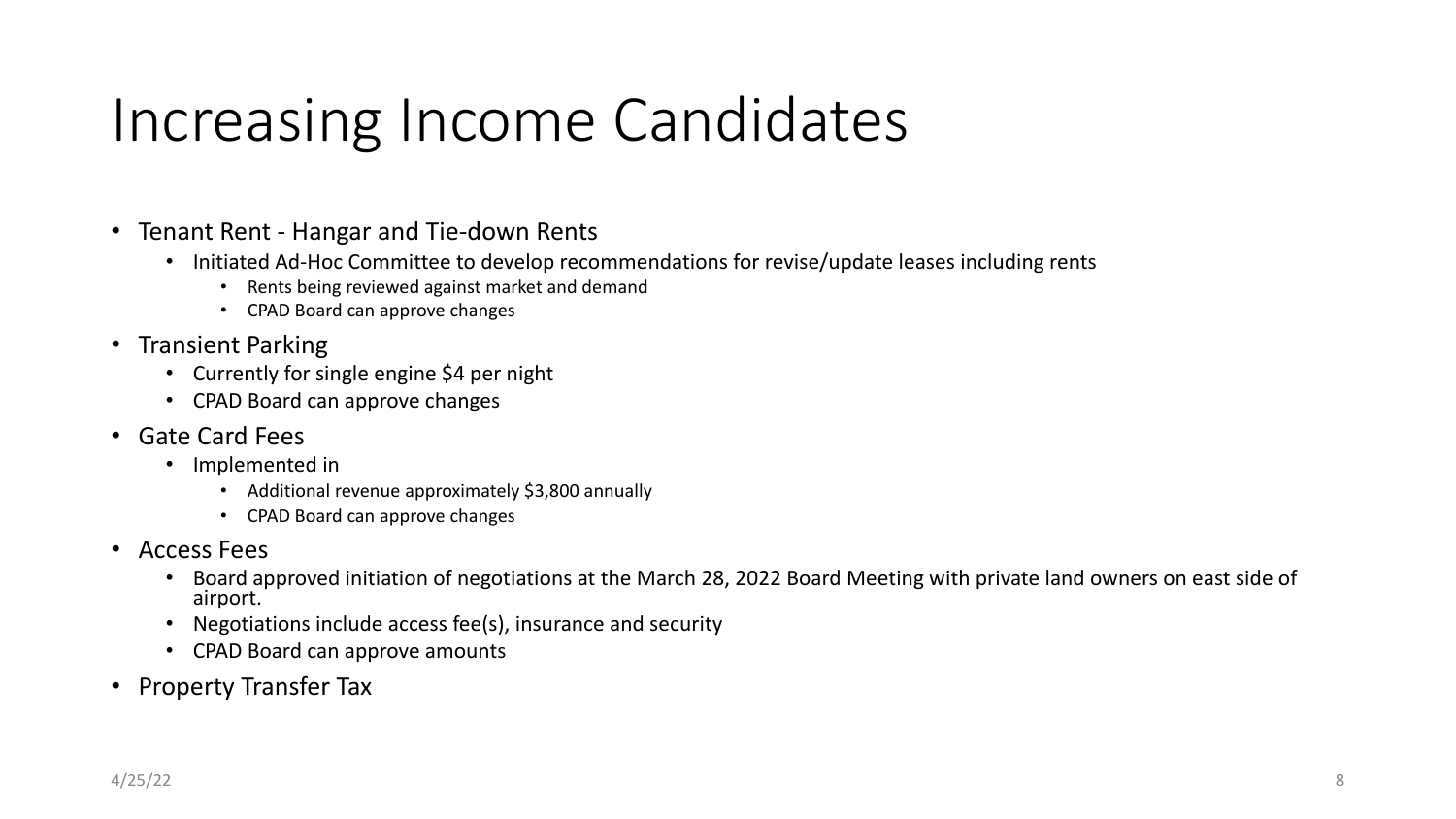# Increasing Income Candidates

- Tenant Rent - Hangar and Tie-down Rents
  - Initiated Ad-Hoc Committee to develop recommendations for revise/update leases including rents
    - Rents being reviewed against market and demand
    - CPAD Board can approve changes
- Transient Parking
  - Currently for single engine $4 per night
  - CPAD Board can approve changes
- Gate Card Fees
  - Implemented in
    - Additional revenue approximately $3,800 annually
    - CPAD Board can approve changes
- Access Fees
  - Board approved initiation of negotiations at the March 28, 2022 Board Meeting with private land owners on east side of airport.
  - Negotiations include access fee(s), insurance and security
  - CPAD Board can approve amounts
- Property Transfer Tax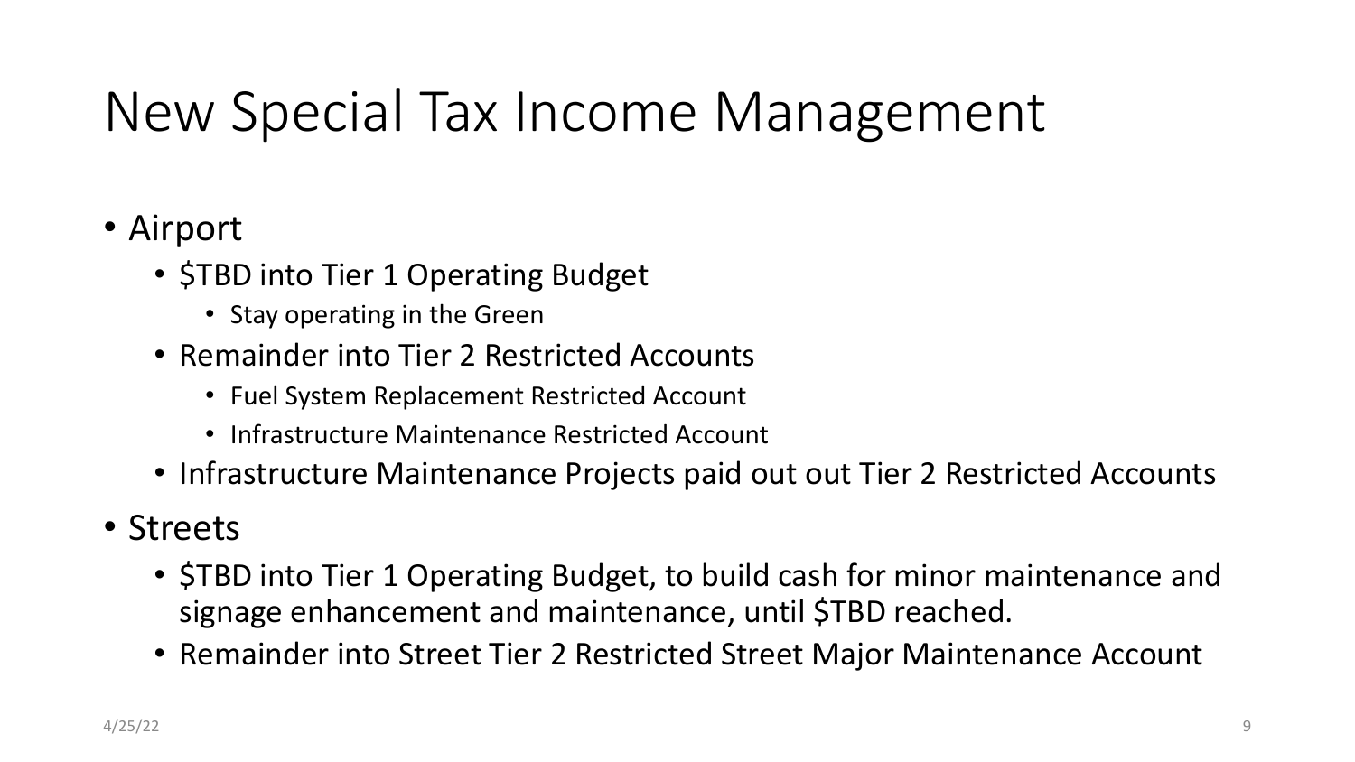# New Special Tax Income Management

- Airport
  - $TBD into Tier 1 Operating Budget
    - Stay operating in the Green
  - Remainder into Tier 2 Restricted Accounts
    - Fuel System Replacement Restricted Account
    - Infrastructure Maintenance Restricted Account
  - Infrastructure Maintenance Projects paid out out Tier 2 Restricted Accounts
- Streets
  - $TBD into Tier 1 Operating Budget, to build cash for minor maintenance and signage enhancement and maintenance, until $TBD reached.
  - Remainder into Street Tier 2 Restricted Street Major Maintenance Account

4/25/22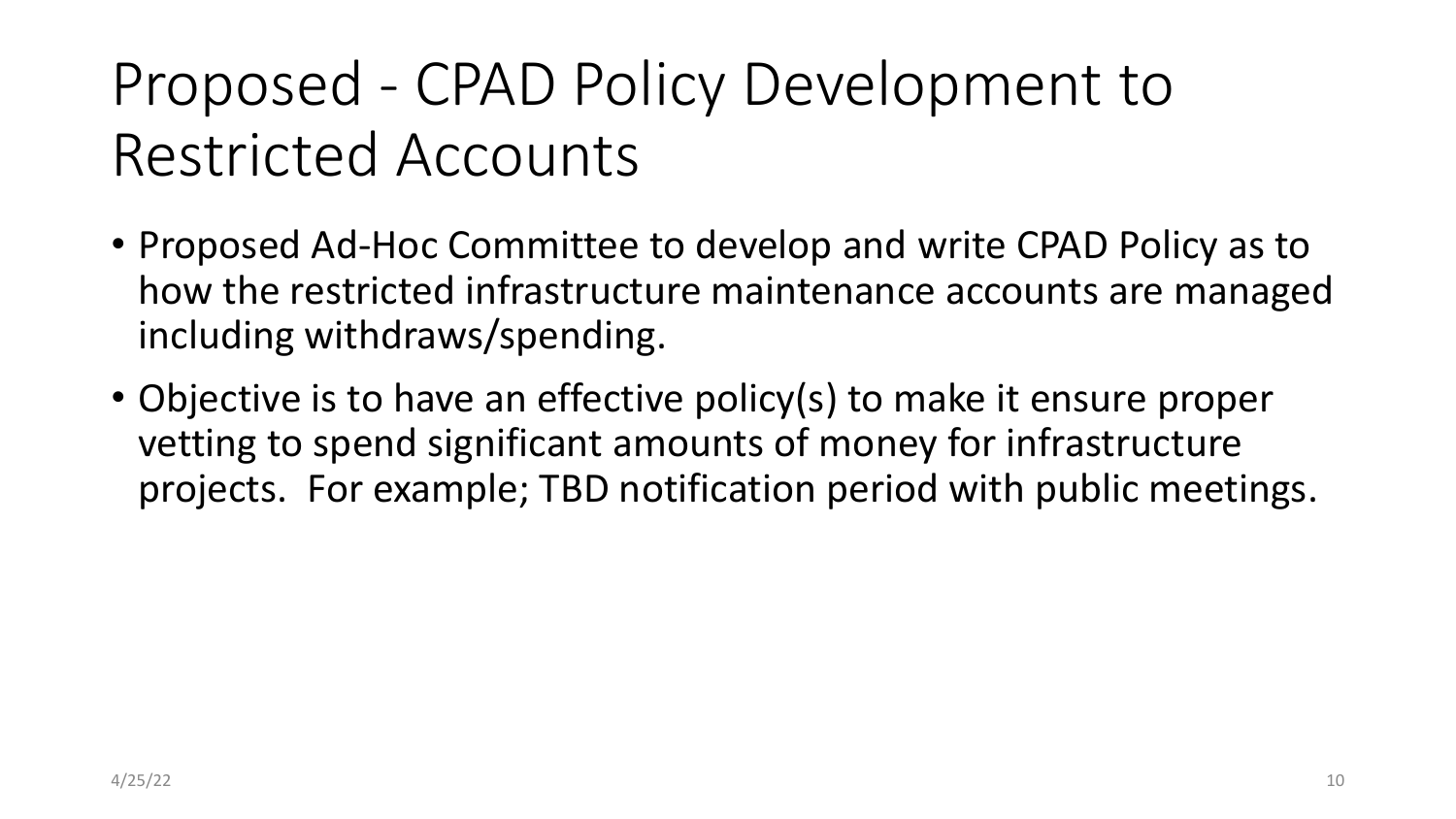# Proposed - CPAD Policy Development to Restricted Accounts

- Proposed Ad-Hoc Committee to develop and write CPAD Policy as to how the restricted infrastructure maintenance accounts are managed including withdraws/spending.
- Objective is to have an effective policy(s) to make it ensure proper vetting to spend significant amounts of money for infrastructure projects. For example; TBD notification period with public meetings.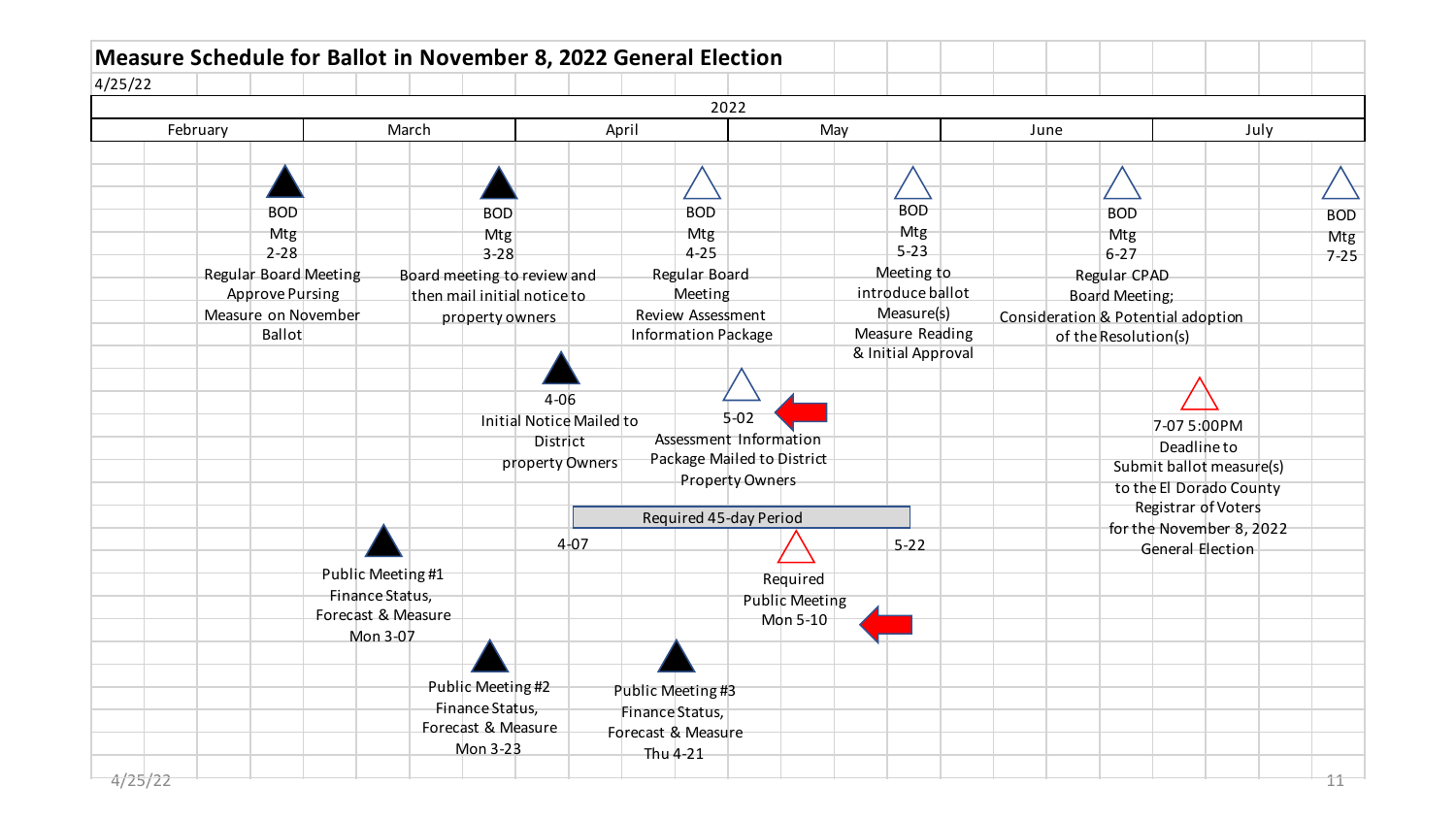# Measure Schedule for Ballot in November 8, 2022 General Election

4/25/22

**2022**

| February | March | April | May | June | July |
|---|---|---|---|---|---|

**BOD Mtg 2-28**
Regular Board Meeting
Approve Pursing Measure on November Ballot

**BOD Mtg 3-28**
Board meeting to review and then mail initial notice to property owners

**BOD Mtg 4-25**
Regular Board Meeting
Review Assessment Information Package

**BOD Mtg 5-23**
Meeting to introduce ballot Measure(s)
Measure Reading & Initial Approval

**BOD Mtg 6-27**
Regular CPAD Board Meeting;
Consideration & Potential adoption of the Resolution(s)

**BOD Mtg 7-25**

**4-06**
Initial Notice Mailed to District property Owners

**5-02**
Assessment Information Package Mailed to District Property Owners

**7-07 5:00PM**
Deadline to Submit ballot measure(s) to the El Dorado County Registrar of Voters for the November 8, 2022 General Election

**Required 45-day Period** (4-07 to 5-22)

**Required Public Meeting Mon 5-10**

**Public Meeting #1**
Finance Status, Forecast & Measure
Mon 3-07

**Public Meeting #2**
Finance Status, Forecast & Measure
Mon 3-23

**Public Meeting #3**
Finance Status, Forecast & Measure
Thu 4-21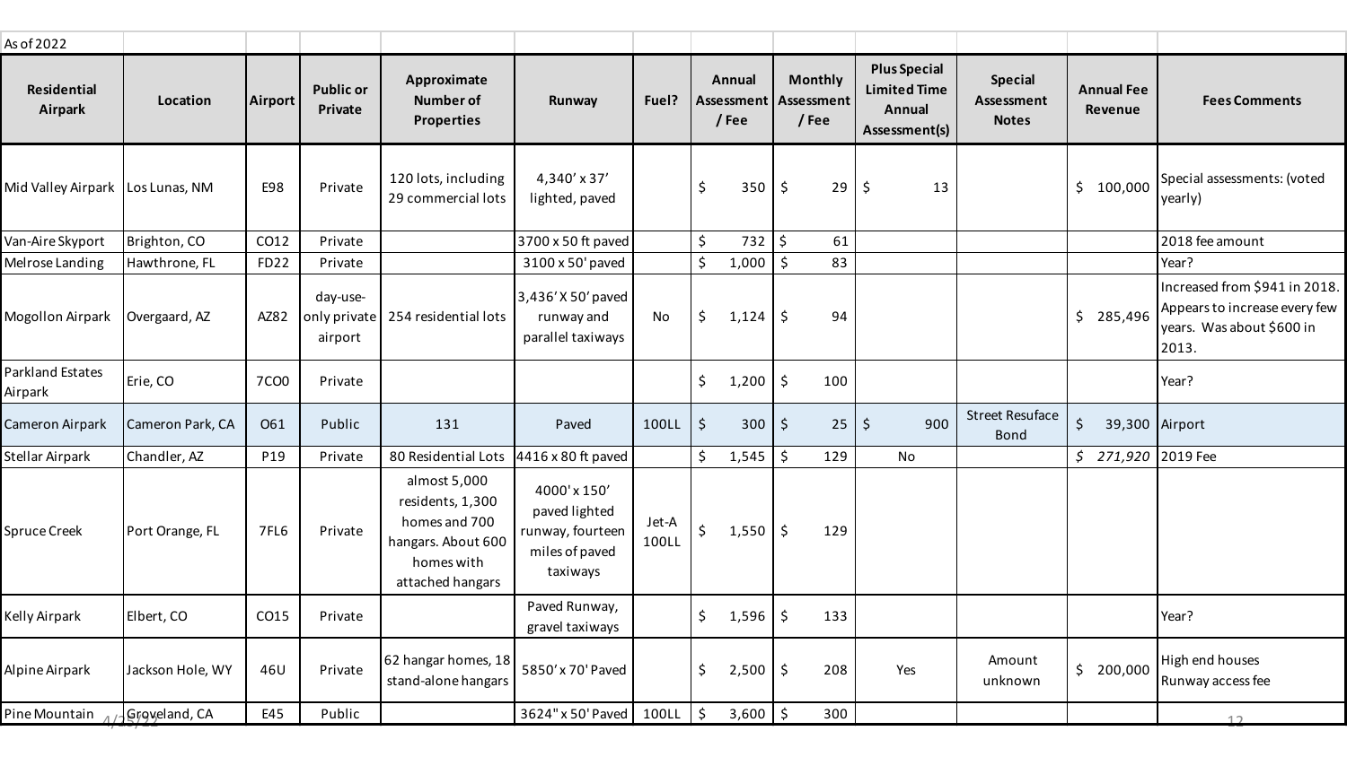As of 2022

| Residential Airpark | Location | Airport | Public or Private | Approximate Number of Properties | Runway | Fuel? | Annual Assessment / Fee | Monthly Assessment / Fee | Plus Special Limited Time Annual Assessment(s) | Special Assessment Notes | Annual Fee Revenue | Fees Comments |
|---|---|---|---|---|---|---|---|---|---|---|---|---|
| Mid Valley Airpark | Los Lunas, NM | E98 | Private | 120 lots, including 29 commercial lots | 4,340' x 37' lighted, paved | | $ 350 | $ 29 | $ 13 | | $ 100,000 | Special assessments: (voted yearly) |
| Van-Aire Skyport | Brighton, CO | CO12 | Private | | 3700 x 50 ft paved | | $ 732 | $ 61 | | | | 2018 fee amount |
| Melrose Landing | Hawthrone, FL | FD22 | Private | | 3100 x 50' paved | | $ 1,000 | $ 83 | | | | Year? |
| Mogollon Airpark | Overgaard, AZ | AZ82 | day-use-only private airport | 254 residential lots | 3,436' X 50' paved runway and parallel taxiways | No | $ 1,124 | $ 94 | | | $ 285,496 | Increased from $941 in 2018. Appears to increase every few years. Was about $600 in 2013. |
| Parkland Estates Airpark | Erie, CO | 7CO0 | Private | | | | $ 1,200 | $ 100 | | | | Year? |
| Cameron Airpark | Cameron Park, CA | O61 | Public | 131 | Paved | 100LL | $ 300 | $ 25 | $ 900 | Street Resuface Bond | $ 39,300 | Airport |
| Stellar Airpark | Chandler, AZ | P19 | Private | 80 Residential Lots | 4416 x 80 ft paved | | $ 1,545 | $ 129 | No | | *$ 271,920* | 2019 Fee |
| Spruce Creek | Port Orange, FL | 7FL6 | Private | almost 5,000 residents, 1,300 homes and 700 hangars. About 600 homes with attached hangars | 4000' x 150' paved lighted runway, fourteen miles of paved taxiways | Jet-A 100LL | $ 1,550 | $ 129 | | | | |
| Kelly Airpark | Elbert, CO | CO15 | Private | | Paved Runway, gravel taxiways | | $ 1,596 | $ 133 | | | | Year? |
| Alpine Airpark | Jackson Hole, WY | 46U | Private | 62 hangar homes, 18 stand-alone hangars | 5850' x 70' Paved | | $ 2,500 | $ 208 | Yes | Amount unknown | $ 200,000 | High end houses Runway access fee |
| Pine Mountain | Groveland, CA | E45 | Public | | 3624" x 50' Paved | 100LL | $ 3,600 | $ 300 | | | | |